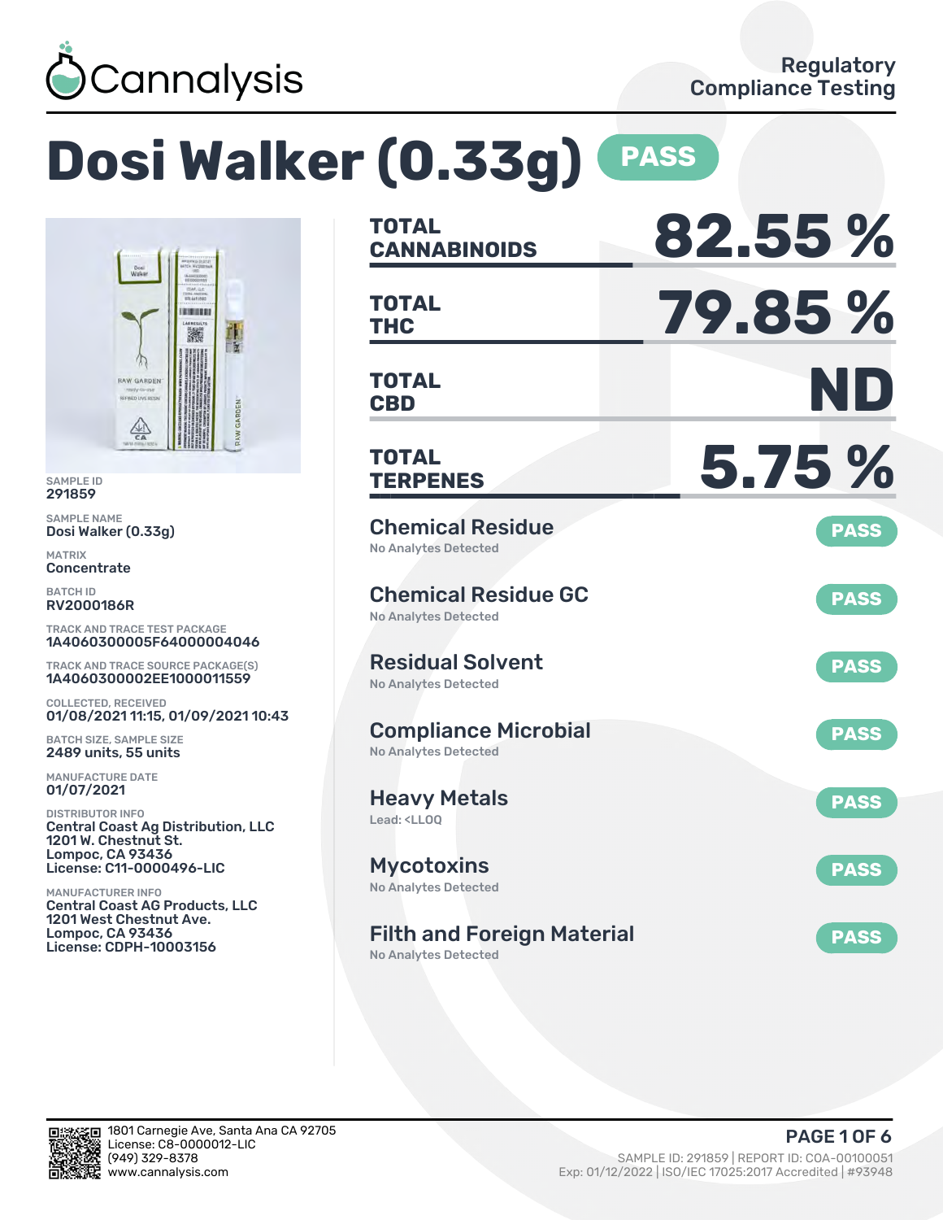Cannalysis

Regulatory Compliance Testing

# Dosi Walker (0.33g) PASS

SAMPLE ID
291859

SAMPLE NAME
Dosi Walker (0.33g)

MATRIX
Concentrate

BATCH ID
RV2000186R

TRACK AND TRACE TEST PACKAGE
1A4060300005F64000004046

TRACK AND TRACE SOURCE PACKAGE(S)
1A4060300002EE1000011559

COLLECTED, RECEIVED
01/08/2021 11:15, 01/09/2021 10:43

BATCH SIZE, SAMPLE SIZE
2489 units, 55 units

MANUFACTURE DATE
01/07/2021

DISTRIBUTOR INFO
Central Coast Ag Distribution, LLC
1201 W. Chestnut St.
Lompoc, CA 93436
License: C11-0000496-LIC

MANUFACTURER INFO
Central Coast AG Products, LLC
1201 West Chestnut Ave.
Lompoc, CA 93436
License: CDPH-10003156

| | |
|---|---|
| **TOTAL CANNABINOIDS** | **82.55 %** |
| **TOTAL THC** | **79.85 %** |
| **TOTAL CBD** | **ND** |
| **TOTAL TERPENES** | **5.75 %** |

| Test | Result |
|---|---|
| **Chemical Residue** — No Analytes Detected | PASS |
| **Chemical Residue GC** — No Analytes Detected | PASS |
| **Residual Solvent** — No Analytes Detected | PASS |
| **Compliance Microbial** — No Analytes Detected | PASS |
| **Heavy Metals** — Lead: <LLOQ | PASS |
| **Mycotoxins** — No Analytes Detected | PASS |
| **Filth and Foreign Material** — No Analytes Detected | PASS |

1801 Carnegie Ave, Santa Ana CA 92705
License: C8-0000012-LIC
(949) 329-8378
www.cannalysis.com

SAMPLE ID: 291859 | REPORT ID: COA-00100051
Exp: 01/12/2022 | ISO/IEC 17025:2017 Accredited | #93948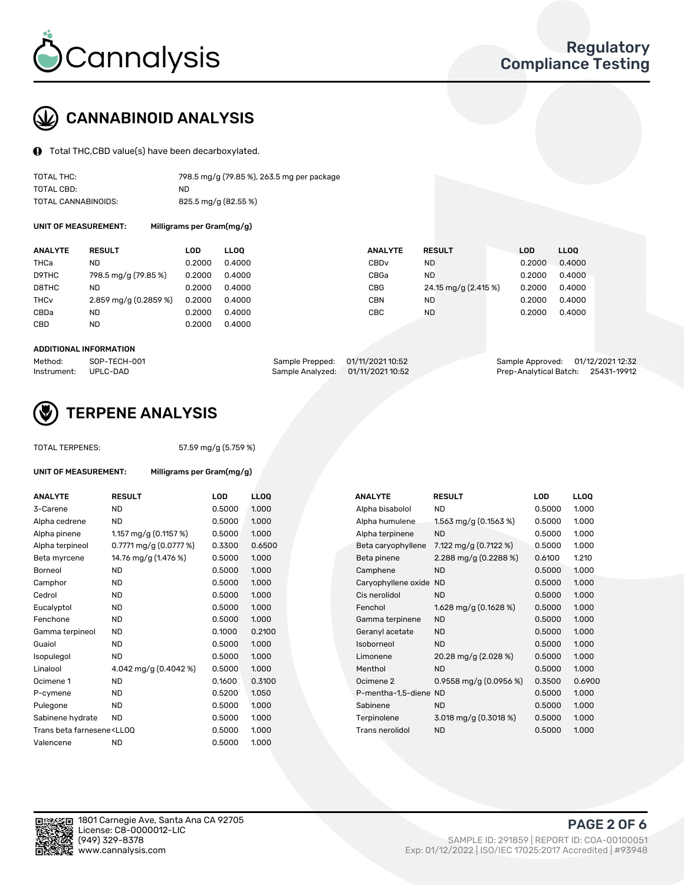# CANNABINOID ANALYSIS

Total THC,CBD value(s) have been decarboxylated.

| | |
|---|---|
| TOTAL THC: | 798.5 mg/g (79.85 %), 263.5 mg per package |
| TOTAL CBD: | ND |
| TOTAL CANNABINOIDS: | 825.5 mg/g (82.55 %) |

**UNIT OF MEASUREMENT:** **Milligrams per Gram(mg/g)**

| ANALYTE | RESULT | LOD | LLOQ | ANALYTE | RESULT | LOD | LLOQ |
|---|---|---|---|---|---|---|---|
| THCa | ND | 0.2000 | 0.4000 | CBDv | ND | 0.2000 | 0.4000 |
| D9THC | 798.5 mg/g (79.85 %) | 0.2000 | 0.4000 | CBGa | ND | 0.2000 | 0.4000 |
| D8THC | ND | 0.2000 | 0.4000 | CBG | 24.15 mg/g (2.415 %) | 0.2000 | 0.4000 |
| THCv | 2.859 mg/g (0.2859 %) | 0.2000 | 0.4000 | CBN | ND | 0.2000 | 0.4000 |
| CBDa | ND | 0.2000 | 0.4000 | CBC | ND | 0.2000 | 0.4000 |
| CBD | ND | 0.2000 | 0.4000 | | | | |

**ADDITIONAL INFORMATION**

| | | | | | |
|---|---|---|---|---|---|
| Method: | SOP-TECH-001 | Sample Prepped: | 01/11/2021 10:52 | Sample Approved: | 01/12/2021 12:32 |
| Instrument: | UPLC-DAD | Sample Analyzed: | 01/11/2021 10:52 | Prep-Analytical Batch: | 25431-19912 |

# TERPENE ANALYSIS

TOTAL TERPENES: 57.59 mg/g (5.759 %)

**UNIT OF MEASUREMENT:** **Milligrams per Gram(mg/g)**

| ANALYTE | RESULT | LOD | LLOQ | ANALYTE | RESULT | LOD | LLOQ |
|---|---|---|---|---|---|---|---|
| 3-Carene | ND | 0.5000 | 1.000 | Alpha bisabolol | ND | 0.5000 | 1.000 |
| Alpha cedrene | ND | 0.5000 | 1.000 | Alpha humulene | 1.563 mg/g (0.1563 %) | 0.5000 | 1.000 |
| Alpha pinene | 1.157 mg/g (0.1157 %) | 0.5000 | 1.000 | Alpha terpinene | ND | 0.5000 | 1.000 |
| Alpha terpineol | 0.7771 mg/g (0.0777 %) | 0.3300 | 0.6500 | Beta caryophyllene | 7.122 mg/g (0.7122 %) | 0.5000 | 1.000 |
| Beta myrcene | 14.76 mg/g (1.476 %) | 0.5000 | 1.000 | Beta pinene | 2.288 mg/g (0.2288 %) | 0.6100 | 1.210 |
| Borneol | ND | 0.5000 | 1.000 | Camphene | ND | 0.5000 | 1.000 |
| Camphor | ND | 0.5000 | 1.000 | Caryophyllene oxide | ND | 0.5000 | 1.000 |
| Cedrol | ND | 0.5000 | 1.000 | Cis nerolidol | ND | 0.5000 | 1.000 |
| Eucalyptol | ND | 0.5000 | 1.000 | Fenchol | 1.628 mg/g (0.1628 %) | 0.5000 | 1.000 |
| Fenchone | ND | 0.5000 | 1.000 | Gamma terpinene | ND | 0.5000 | 1.000 |
| Gamma terpineol | ND | 0.1000 | 0.2100 | Geranyl acetate | ND | 0.5000 | 1.000 |
| Guaiol | ND | 0.5000 | 1.000 | Isoborneol | ND | 0.5000 | 1.000 |
| Isopulegol | ND | 0.5000 | 1.000 | Limonene | 20.28 mg/g (2.028 %) | 0.5000 | 1.000 |
| Linalool | 4.042 mg/g (0.4042 %) | 0.5000 | 1.000 | Menthol | ND | 0.5000 | 1.000 |
| Ocimene 1 | ND | 0.1600 | 0.3100 | Ocimene 2 | 0.9558 mg/g (0.0956 %) | 0.3500 | 0.6900 |
| P-cymene | ND | 0.5200 | 1.050 | P-mentha-1,5-diene | ND | 0.5000 | 1.000 |
| Pulegone | ND | 0.5000 | 1.000 | Sabinene | ND | 0.5000 | 1.000 |
| Sabinene hydrate | ND | 0.5000 | 1.000 | Terpinolene | 3.018 mg/g (0.3018 %) | 0.5000 | 1.000 |
| Trans beta farnesene | <LLOQ | 0.5000 | 1.000 | Trans nerolidol | ND | 0.5000 | 1.000 |
| Valencene | ND | 0.5000 | 1.000 | | | | |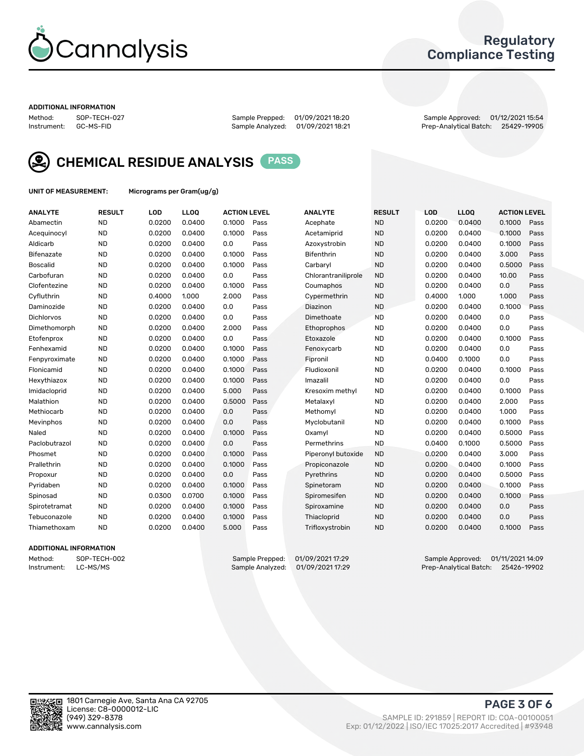Regulatory Compliance Testing

#### ADDITIONAL INFORMATION

Method: SOP-TECH-027
Instrument: GC-MS-FID

Sample Prepped: 01/09/2021 18:20
Sample Analyzed: 01/09/2021 18:21

Sample Approved: 01/12/2021 15:54
Prep-Analytical Batch: 25429-19905

## CHEMICAL RESIDUE ANALYSIS PASS

**UNIT OF MEASUREMENT:** Micrograms per Gram(ug/g)

| ANALYTE | RESULT | LOD | LLOQ | ACTION LEVEL | | ANALYTE | RESULT | LOD | LLOQ | ACTION LEVEL | |
|---|---|---|---|---|---|---|---|---|---|---|---|
| Abamectin | ND | 0.0200 | 0.0400 | 0.1000 | Pass | Acephate | ND | 0.0200 | 0.0400 | 0.1000 | Pass |
| Acequinocyl | ND | 0.0200 | 0.0400 | 0.1000 | Pass | Acetamiprid | ND | 0.0200 | 0.0400 | 0.1000 | Pass |
| Aldicarb | ND | 0.0200 | 0.0400 | 0.0 | Pass | Azoxystrobin | ND | 0.0200 | 0.0400 | 0.1000 | Pass |
| Bifenazate | ND | 0.0200 | 0.0400 | 0.1000 | Pass | Bifenthrin | ND | 0.0200 | 0.0400 | 3.000 | Pass |
| Boscalid | ND | 0.0200 | 0.0400 | 0.1000 | Pass | Carbaryl | ND | 0.0200 | 0.0400 | 0.5000 | Pass |
| Carbofuran | ND | 0.0200 | 0.0400 | 0.0 | Pass | Chlorantraniliprole | ND | 0.0200 | 0.0400 | 10.00 | Pass |
| Clofentezine | ND | 0.0200 | 0.0400 | 0.1000 | Pass | Coumaphos | ND | 0.0200 | 0.0400 | 0.0 | Pass |
| Cyfluthrin | ND | 0.4000 | 1.000 | 2.000 | Pass | Cypermethrin | ND | 0.4000 | 1.000 | 1.000 | Pass |
| Daminozide | ND | 0.0200 | 0.0400 | 0.0 | Pass | Diazinon | ND | 0.0200 | 0.0400 | 0.1000 | Pass |
| Dichlorvos | ND | 0.0200 | 0.0400 | 0.0 | Pass | Dimethoate | ND | 0.0200 | 0.0400 | 0.0 | Pass |
| Dimethomorph | ND | 0.0200 | 0.0400 | 2.000 | Pass | Ethoprophos | ND | 0.0200 | 0.0400 | 0.0 | Pass |
| Etofenprox | ND | 0.0200 | 0.0400 | 0.0 | Pass | Etoxazole | ND | 0.0200 | 0.0400 | 0.1000 | Pass |
| Fenhexamid | ND | 0.0200 | 0.0400 | 0.1000 | Pass | Fenoxycarb | ND | 0.0200 | 0.0400 | 0.0 | Pass |
| Fenpyroximate | ND | 0.0200 | 0.0400 | 0.1000 | Pass | Fipronil | ND | 0.0400 | 0.1000 | 0.0 | Pass |
| Flonicamid | ND | 0.0200 | 0.0400 | 0.1000 | Pass | Fludioxonil | ND | 0.0200 | 0.0400 | 0.1000 | Pass |
| Hexythiazox | ND | 0.0200 | 0.0400 | 0.1000 | Pass | Imazalil | ND | 0.0200 | 0.0400 | 0.0 | Pass |
| Imidacloprid | ND | 0.0200 | 0.0400 | 5.000 | Pass | Kresoxim methyl | ND | 0.0200 | 0.0400 | 0.1000 | Pass |
| Malathion | ND | 0.0200 | 0.0400 | 0.5000 | Pass | Metalaxyl | ND | 0.0200 | 0.0400 | 2.000 | Pass |
| Methiocarb | ND | 0.0200 | 0.0400 | 0.0 | Pass | Methomyl | ND | 0.0200 | 0.0400 | 1.000 | Pass |
| Mevinphos | ND | 0.0200 | 0.0400 | 0.0 | Pass | Myclobutanil | ND | 0.0200 | 0.0400 | 0.1000 | Pass |
| Naled | ND | 0.0200 | 0.0400 | 0.1000 | Pass | Oxamyl | ND | 0.0200 | 0.0400 | 0.5000 | Pass |
| Paclobutrazol | ND | 0.0200 | 0.0400 | 0.0 | Pass | Permethrins | ND | 0.0400 | 0.1000 | 0.5000 | Pass |
| Phosmet | ND | 0.0200 | 0.0400 | 0.1000 | Pass | Piperonyl butoxide | ND | 0.0200 | 0.0400 | 3.000 | Pass |
| Prallethrin | ND | 0.0200 | 0.0400 | 0.1000 | Pass | Propiconazole | ND | 0.0200 | 0.0400 | 0.1000 | Pass |
| Propoxur | ND | 0.0200 | 0.0400 | 0.0 | Pass | Pyrethrins | ND | 0.0200 | 0.0400 | 0.5000 | Pass |
| Pyridaben | ND | 0.0200 | 0.0400 | 0.1000 | Pass | Spinetoram | ND | 0.0200 | 0.0400 | 0.1000 | Pass |
| Spinosad | ND | 0.0300 | 0.0700 | 0.1000 | Pass | Spiromesifen | ND | 0.0200 | 0.0400 | 0.1000 | Pass |
| Spirotetramat | ND | 0.0200 | 0.0400 | 0.1000 | Pass | Spiroxamine | ND | 0.0200 | 0.0400 | 0.0 | Pass |
| Tebuconazole | ND | 0.0200 | 0.0400 | 0.1000 | Pass | Thiacloprid | ND | 0.0200 | 0.0400 | 0.0 | Pass |
| Thiamethoxam | ND | 0.0200 | 0.0400 | 5.000 | Pass | Trifloxystrobin | ND | 0.0200 | 0.0400 | 0.1000 | Pass |

#### ADDITIONAL INFORMATION

Method: SOP-TECH-002
Instrument: LC-MS/MS

Sample Prepped: 01/09/2021 17:29
Sample Analyzed: 01/09/2021 17:29

Sample Approved: 01/11/2021 14:09
Prep-Analytical Batch: 25426-19902

1801 Carnegie Ave, Santa Ana CA 92705
License: C8-0000012-LIC
(949) 329-8378
www.cannalysis.com

SAMPLE ID: 291859 | REPORT ID: COA-00100051
Exp: 01/12/2022 | ISO/IEC 17025:2017 Accredited | #93948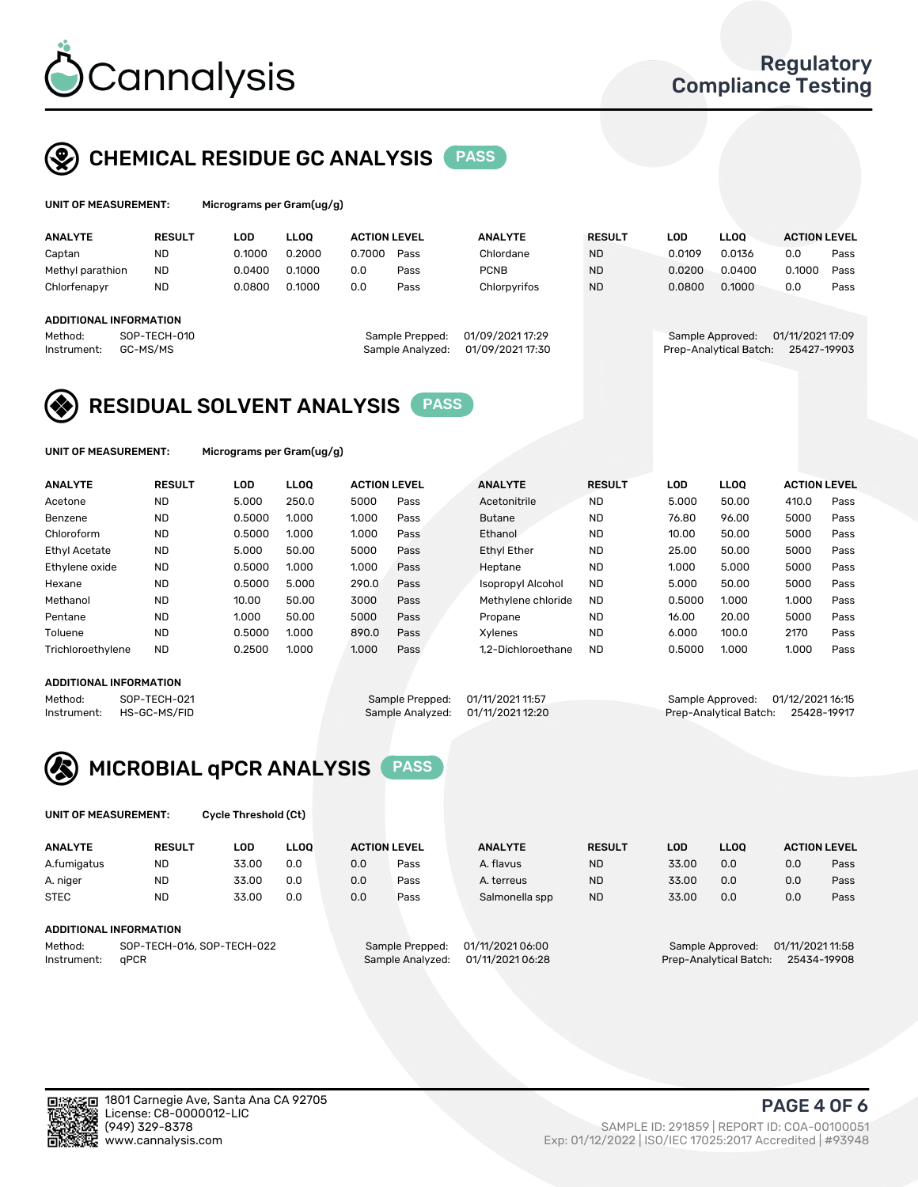# Cannalysis

Regulatory Compliance Testing

## CHEMICAL RESIDUE GC ANALYSIS PASS

**UNIT OF MEASUREMENT:** Micrograms per Gram(ug/g)

| ANALYTE | RESULT | LOD | LLOQ | ACTION LEVEL | | ANALYTE | RESULT | LOD | LLOQ | ACTION LEVEL | |
|---|---|---|---|---|---|---|---|---|---|---|---|
| Captan | ND | 0.1000 | 0.2000 | 0.7000 | Pass | Chlordane | ND | 0.0109 | 0.0136 | 0.0 | Pass |
| Methyl parathion | ND | 0.0400 | 0.1000 | 0.0 | Pass | PCNB | ND | 0.0200 | 0.0400 | 0.1000 | Pass |
| Chlorfenapyr | ND | 0.0800 | 0.1000 | 0.0 | Pass | Chlorpyrifos | ND | 0.0800 | 0.1000 | 0.0 | Pass |

**ADDITIONAL INFORMATION**

Method: SOP-TECH-010
Instrument: GC-MS/MS
Sample Prepped: 01/09/2021 17:29
Sample Analyzed: 01/09/2021 17:30
Sample Approved: 01/11/2021 17:09
Prep-Analytical Batch: 25427-19903

## RESIDUAL SOLVENT ANALYSIS PASS

**UNIT OF MEASUREMENT:** Micrograms per Gram(ug/g)

| ANALYTE | RESULT | LOD | LLOQ | ACTION LEVEL | | ANALYTE | RESULT | LOD | LLOQ | ACTION LEVEL | |
|---|---|---|---|---|---|---|---|---|---|---|---|
| Acetone | ND | 5.000 | 250.0 | 5000 | Pass | Acetonitrile | ND | 5.000 | 50.00 | 410.0 | Pass |
| Benzene | ND | 0.5000 | 1.000 | 1.000 | Pass | Butane | ND | 76.80 | 96.00 | 5000 | Pass |
| Chloroform | ND | 0.5000 | 1.000 | 1.000 | Pass | Ethanol | ND | 10.00 | 50.00 | 5000 | Pass |
| Ethyl Acetate | ND | 5.000 | 50.00 | 5000 | Pass | Ethyl Ether | ND | 25.00 | 50.00 | 5000 | Pass |
| Ethylene oxide | ND | 0.5000 | 1.000 | 1.000 | Pass | Heptane | ND | 1.000 | 5.000 | 5000 | Pass |
| Hexane | ND | 0.5000 | 5.000 | 290.0 | Pass | Isopropyl Alcohol | ND | 5.000 | 50.00 | 5000 | Pass |
| Methanol | ND | 10.00 | 50.00 | 3000 | Pass | Methylene chloride | ND | 0.5000 | 1.000 | 1.000 | Pass |
| Pentane | ND | 1.000 | 50.00 | 5000 | Pass | Propane | ND | 16.00 | 20.00 | 5000 | Pass |
| Toluene | ND | 0.5000 | 1.000 | 890.0 | Pass | Xylenes | ND | 6.000 | 100.0 | 2170 | Pass |
| Trichloroethylene | ND | 0.2500 | 1.000 | 1.000 | Pass | 1,2-Dichloroethane | ND | 0.5000 | 1.000 | 1.000 | Pass |

**ADDITIONAL INFORMATION**

Method: SOP-TECH-021
Instrument: HS-GC-MS/FID
Sample Prepped: 01/11/2021 11:57
Sample Analyzed: 01/11/2021 12:20
Sample Approved: 01/12/2021 16:15
Prep-Analytical Batch: 25428-19917

## MICROBIAL qPCR ANALYSIS PASS

**UNIT OF MEASUREMENT:** Cycle Threshold (Ct)

| ANALYTE | RESULT | LOD | LLOQ | ACTION LEVEL | | ANALYTE | RESULT | LOD | LLOQ | ACTION LEVEL | |
|---|---|---|---|---|---|---|---|---|---|---|---|
| A.fumigatus | ND | 33.00 | 0.0 | 0.0 | Pass | A. flavus | ND | 33.00 | 0.0 | 0.0 | Pass |
| A. niger | ND | 33.00 | 0.0 | 0.0 | Pass | A. terreus | ND | 33.00 | 0.0 | 0.0 | Pass |
| STEC | ND | 33.00 | 0.0 | 0.0 | Pass | Salmonella spp | ND | 33.00 | 0.0 | 0.0 | Pass |

**ADDITIONAL INFORMATION**

Method: SOP-TECH-016, SOP-TECH-022
Instrument: qPCR
Sample Prepped: 01/11/2021 06:00
Sample Analyzed: 01/11/2021 06:28
Sample Approved: 01/11/2021 11:58
Prep-Analytical Batch: 25434-19908

1801 Carnegie Ave, Santa Ana CA 92705
License: C8-0000012-LIC
(949) 329-8378
www.cannalysis.com

SAMPLE ID: 291859 | REPORT ID: COA-00100051
Exp: 01/12/2022 | ISO/IEC 17025:2017 Accredited | #93948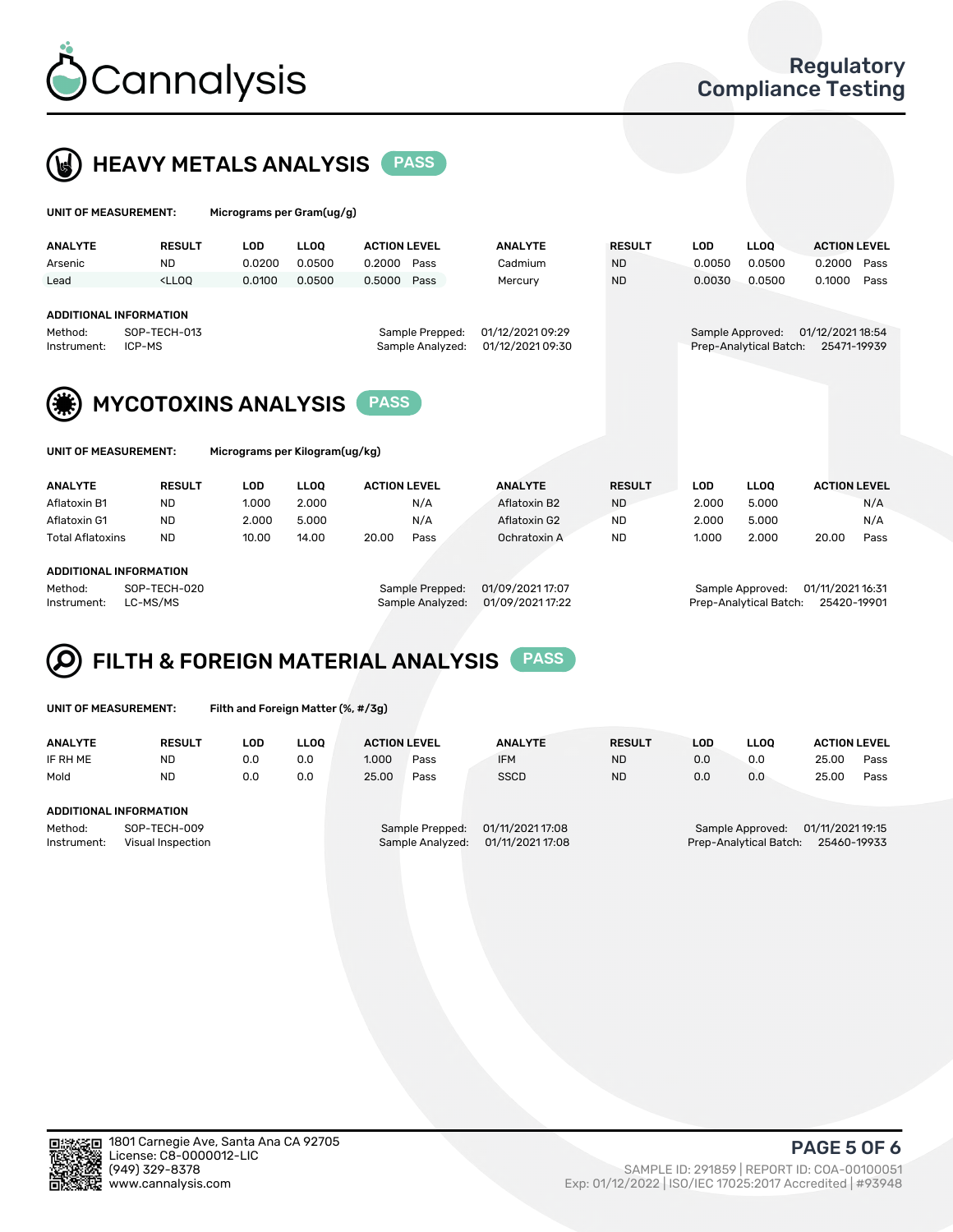# Cannalysis

## Regulatory Compliance Testing

## HEAVY METALS ANALYSIS PASS

**UNIT OF MEASUREMENT:** Micrograms per Gram(ug/g)

| ANALYTE | RESULT | LOD | LLOQ | ACTION LEVEL | | ANALYTE | RESULT | LOD | LLOQ | ACTION LEVEL | |
|---|---|---|---|---|---|---|---|---|---|---|---|
| Arsenic | ND | 0.0200 | 0.0500 | 0.2000 | Pass | Cadmium | ND | 0.0050 | 0.0500 | 0.2000 | Pass |
| Lead | <LLOQ | 0.0100 | 0.0500 | 0.5000 | Pass | Mercury | ND | 0.0030 | 0.0500 | 0.1000 | Pass |

**ADDITIONAL INFORMATION**

| | | | | | |
|---|---|---|---|---|---|
| Method: | SOP-TECH-013 | Sample Prepped: | 01/12/2021 09:29 | Sample Approved: | 01/12/2021 18:54 |
| Instrument: | ICP-MS | Sample Analyzed: | 01/12/2021 09:30 | Prep-Analytical Batch: | 25471-19939 |

## MYCOTOXINS ANALYSIS PASS

**UNIT OF MEASUREMENT:** Micrograms per Kilogram(ug/kg)

| ANALYTE | RESULT | LOD | LLOQ | ACTION LEVEL | | ANALYTE | RESULT | LOD | LLOQ | ACTION LEVEL | |
|---|---|---|---|---|---|---|---|---|---|---|---|
| Aflatoxin B1 | ND | 1.000 | 2.000 | | N/A | Aflatoxin B2 | ND | 2.000 | 5.000 | | N/A |
| Aflatoxin G1 | ND | 2.000 | 5.000 | | N/A | Aflatoxin G2 | ND | 2.000 | 5.000 | | N/A |
| Total Aflatoxins | ND | 10.00 | 14.00 | 20.00 | Pass | Ochratoxin A | ND | 1.000 | 2.000 | 20.00 | Pass |

**ADDITIONAL INFORMATION**

| | | | | | |
|---|---|---|---|---|---|
| Method: | SOP-TECH-020 | Sample Prepped: | 01/09/2021 17:07 | Sample Approved: | 01/11/2021 16:31 |
| Instrument: | LC-MS/MS | Sample Analyzed: | 01/09/2021 17:22 | Prep-Analytical Batch: | 25420-19901 |

## FILTH & FOREIGN MATERIAL ANALYSIS PASS

**UNIT OF MEASUREMENT:** Filth and Foreign Matter (%, #/3g)

| ANALYTE | RESULT | LOD | LLOQ | ACTION LEVEL | | ANALYTE | RESULT | LOD | LLOQ | ACTION LEVEL | |
|---|---|---|---|---|---|---|---|---|---|---|---|
| IF RH ME | ND | 0.0 | 0.0 | 1.000 | Pass | IFM | ND | 0.0 | 0.0 | 25.00 | Pass |
| Mold | ND | 0.0 | 0.0 | 25.00 | Pass | SSCD | ND | 0.0 | 0.0 | 25.00 | Pass |

**ADDITIONAL INFORMATION**

| | | | | | |
|---|---|---|---|---|---|
| Method: | SOP-TECH-009 | Sample Prepped: | 01/11/2021 17:08 | Sample Approved: | 01/11/2021 19:15 |
| Instrument: | Visual Inspection | Sample Analyzed: | 01/11/2021 17:08 | Prep-Analytical Batch: | 25460-19933 |

1801 Carnegie Ave, Santa Ana CA 92705
License: C8-0000012-LIC
(949) 329-8378
www.cannalysis.com

SAMPLE ID: 291859 | REPORT ID: COA-00100051
Exp: 01/12/2022 | ISO/IEC 17025:2017 Accredited | #93948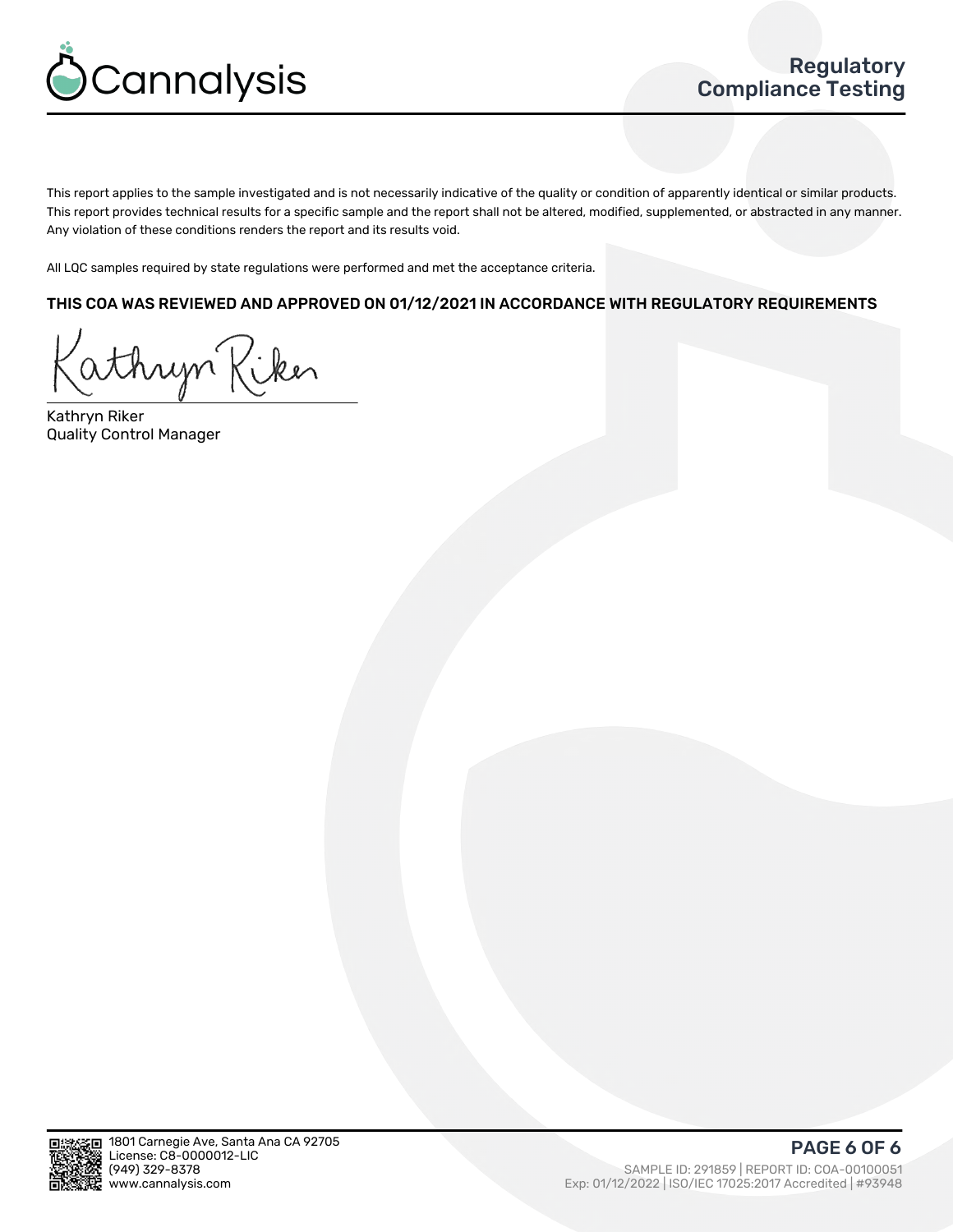This report applies to the sample investigated and is not necessarily indicative of the quality or condition of apparently identical or similar products. This report provides technical results for a specific sample and the report shall not be altered, modified, supplemented, or abstracted in any manner. Any violation of these conditions renders the report and its results void.

All LQC samples required by state regulations were performed and met the acceptance criteria.

**THIS COA WAS REVIEWED AND APPROVED ON 01/12/2021 IN ACCORDANCE WITH REGULATORY REQUIREMENTS**

Kathryn Riker
Quality Control Manager